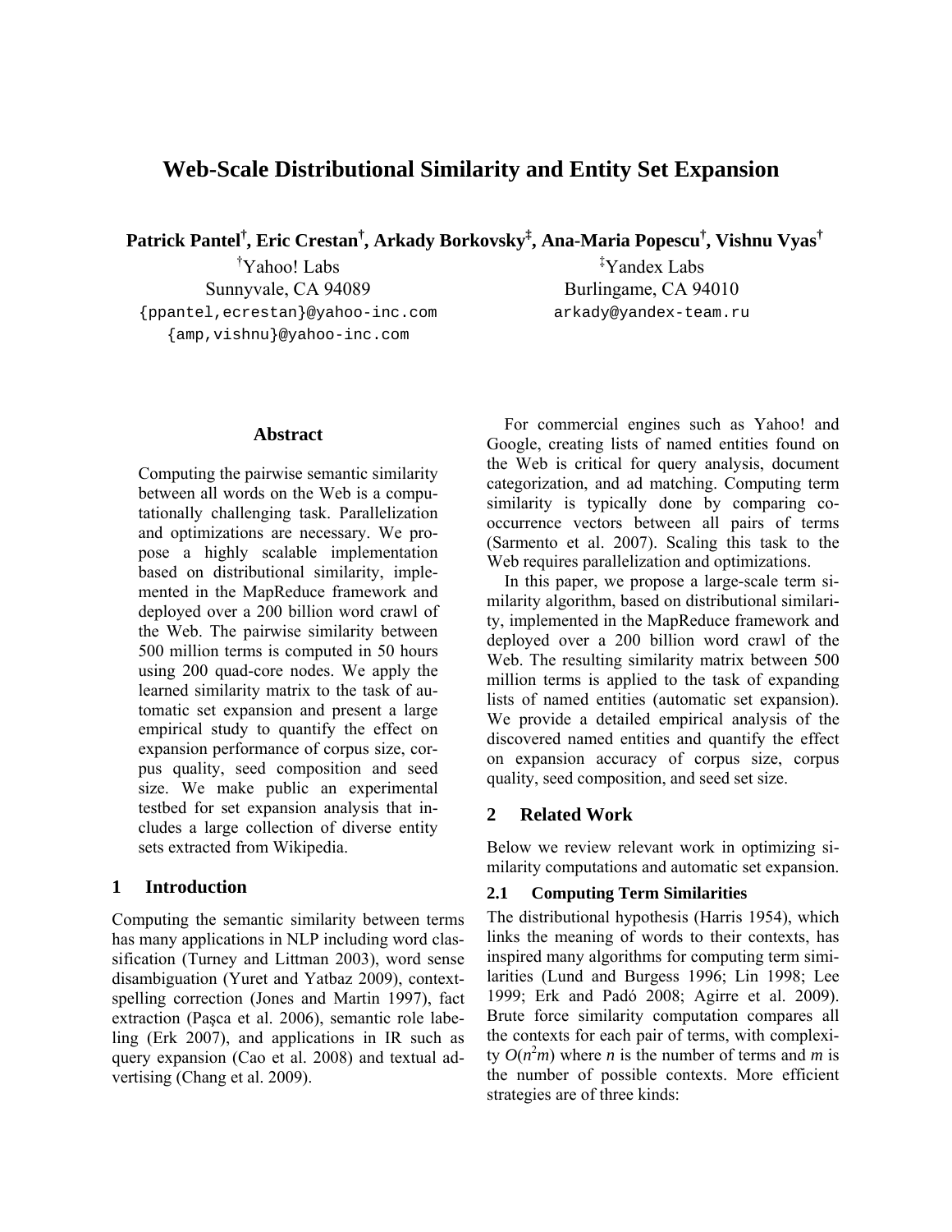# Web-Scale Distributional Similarity and Entity Set Expansion

**Patrick Pantel[†], Eric Crestan[†], Arkady Borkovsky[‡], Ana-Maria Popescu[†], Vishnu Vyas[†]**

[†]Yahoo! Labs
Sunnyvale, CA 94089
{ppantel,ecrestan}@yahoo-inc.com
{amp,vishnu}@yahoo-inc.com

[‡]Yandex Labs
Burlingame, CA 94010
arkady@yandex-team.ru

## Abstract

Computing the pairwise semantic similarity between all words on the Web is a computationally challenging task. Parallelization and optimizations are necessary. We propose a highly scalable implementation based on distributional similarity, implemented in the MapReduce framework and deployed over a 200 billion word crawl of the Web. The pairwise similarity between 500 million terms is computed in 50 hours using 200 quad-core nodes. We apply the learned similarity matrix to the task of automatic set expansion and present a large empirical study to quantify the effect on expansion performance of corpus size, corpus quality, seed composition and seed size. We make public an experimental testbed for set expansion analysis that includes a large collection of diverse entity sets extracted from Wikipedia.

## 1 Introduction

Computing the semantic similarity between terms has many applications in NLP including word classification (Turney and Littman 2003), word sense disambiguation (Yuret and Yatbaz 2009), context-spelling correction (Jones and Martin 1997), fact extraction (Paşca et al. 2006), semantic role labeling (Erk 2007), and applications in IR such as query expansion (Cao et al. 2008) and textual advertising (Chang et al. 2009).

For commercial engines such as Yahoo! and Google, creating lists of named entities found on the Web is critical for query analysis, document categorization, and ad matching. Computing term similarity is typically done by comparing co-occurrence vectors between all pairs of terms (Sarmento et al. 2007). Scaling this task to the Web requires parallelization and optimizations.

In this paper, we propose a large-scale term similarity algorithm, based on distributional similarity, implemented in the MapReduce framework and deployed over a 200 billion word crawl of the Web. The resulting similarity matrix between 500 million terms is applied to the task of expanding lists of named entities (automatic set expansion). We provide a detailed empirical analysis of the discovered named entities and quantify the effect on expansion accuracy of corpus size, corpus quality, seed composition, and seed set size.

## 2 Related Work

Below we review relevant work in optimizing similarity computations and automatic set expansion.

### 2.1 Computing Term Similarities

The distributional hypothesis (Harris 1954), which links the meaning of words to their contexts, has inspired many algorithms for computing term similarities (Lund and Burgess 1996; Lin 1998; Lee 1999; Erk and Padó 2008; Agirre et al. 2009). Brute force similarity computation compares all the contexts for each pair of terms, with complexity $O(n^2m)$ where $n$ is the number of terms and $m$ is the number of possible contexts. More efficient strategies are of three kinds: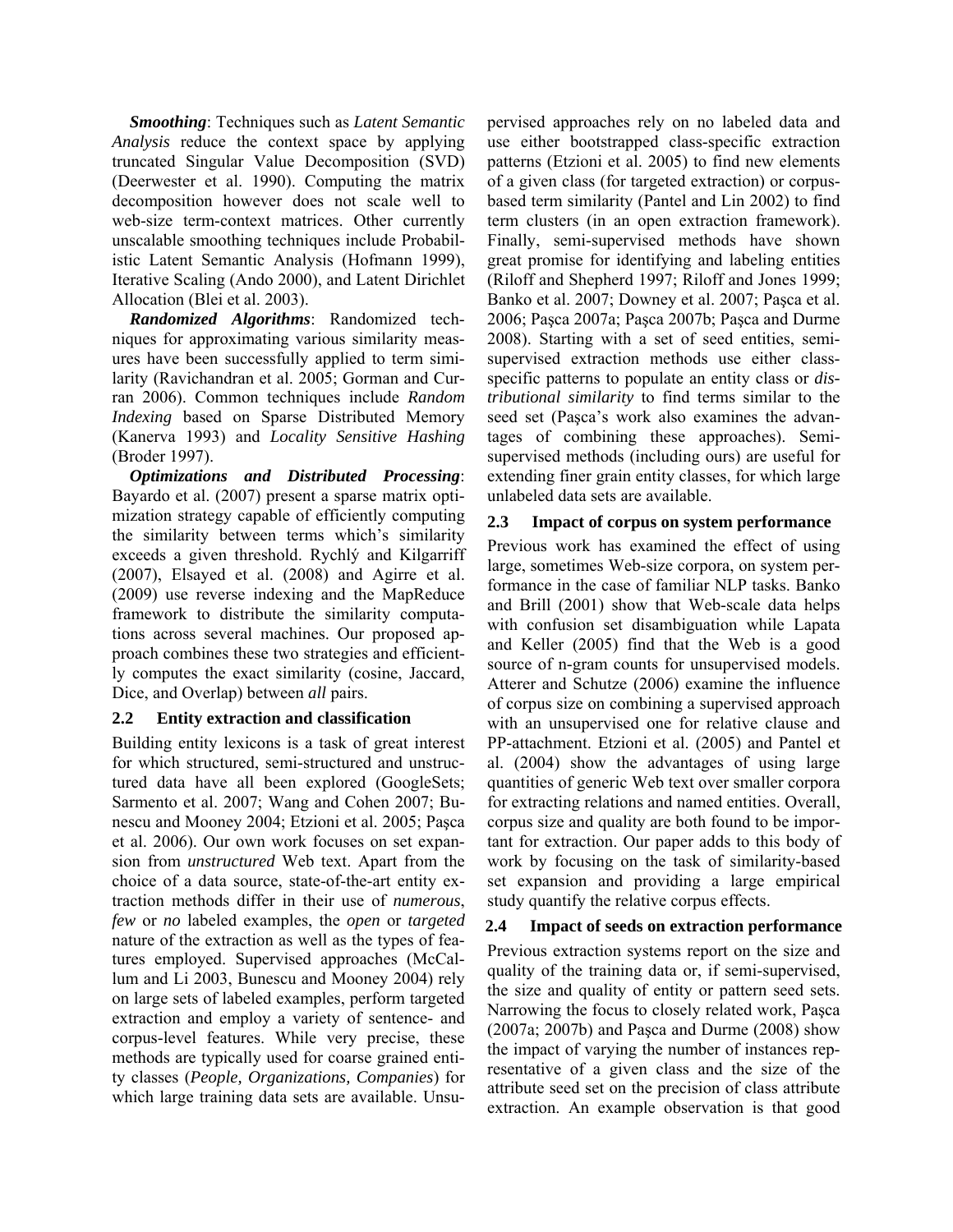*Smoothing*: Techniques such as *Latent Semantic Analysis* reduce the context space by applying truncated Singular Value Decomposition (SVD) (Deerwester et al. 1990). Computing the matrix decomposition however does not scale well to web-size term-context matrices. Other currently unscalable smoothing techniques include Probabilistic Latent Semantic Analysis (Hofmann 1999), Iterative Scaling (Ando 2000), and Latent Dirichlet Allocation (Blei et al. 2003).

*Randomized Algorithms*: Randomized techniques for approximating various similarity measures have been successfully applied to term similarity (Ravichandran et al. 2005; Gorman and Curran 2006). Common techniques include *Random Indexing* based on Sparse Distributed Memory (Kanerva 1993) and *Locality Sensitive Hashing* (Broder 1997).

*Optimizations and Distributed Processing*: Bayardo et al. (2007) present a sparse matrix optimization strategy capable of efficiently computing the similarity between terms which's similarity exceeds a given threshold. Rychlý and Kilgarriff (2007), Elsayed et al. (2008) and Agirre et al. (2009) use reverse indexing and the MapReduce framework to distribute the similarity computations across several machines. Our proposed approach combines these two strategies and efficiently computes the exact similarity (cosine, Jaccard, Dice, and Overlap) between *all* pairs.

### 2.2 Entity extraction and classification

Building entity lexicons is a task of great interest for which structured, semi-structured and unstructured data have all been explored (GoogleSets; Sarmento et al. 2007; Wang and Cohen 2007; Bunescu and Mooney 2004; Etzioni et al. 2005; Paşca et al. 2006). Our own work focuses on set expansion from *unstructured* Web text. Apart from the choice of a data source, state-of-the-art entity extraction methods differ in their use of *numerous*, *few* or *no* labeled examples, the *open* or *targeted* nature of the extraction as well as the types of features employed. Supervised approaches (McCallum and Li 2003, Bunescu and Mooney 2004) rely on large sets of labeled examples, perform targeted extraction and employ a variety of sentence- and corpus-level features. While very precise, these methods are typically used for coarse grained entity classes (*People, Organizations, Companies*) for which large training data sets are available. Unsupervised approaches rely on no labeled data and use either bootstrapped class-specific extraction patterns (Etzioni et al. 2005) to find new elements of a given class (for targeted extraction) or corpus-based term similarity (Pantel and Lin 2002) to find term clusters (in an open extraction framework). Finally, semi-supervised methods have shown great promise for identifying and labeling entities (Riloff and Shepherd 1997; Riloff and Jones 1999; Banko et al. 2007; Downey et al. 2007; Paşca et al. 2006; Paşca 2007a; Paşca 2007b; Paşca and Durme 2008). Starting with a set of seed entities, semi-supervised extraction methods use either class-specific patterns to populate an entity class or *distributional similarity* to find terms similar to the seed set (Paşca's work also examines the advantages of combining these approaches). Semi-supervised methods (including ours) are useful for extending finer grain entity classes, for which large unlabeled data sets are available.

### 2.3 Impact of corpus on system performance

Previous work has examined the effect of using large, sometimes Web-size corpora, on system performance in the case of familiar NLP tasks. Banko and Brill (2001) show that Web-scale data helps with confusion set disambiguation while Lapata and Keller (2005) find that the Web is a good source of n-gram counts for unsupervised models. Atterer and Schutze (2006) examine the influence of corpus size on combining a supervised approach with an unsupervised one for relative clause and PP-attachment. Etzioni et al. (2005) and Pantel et al. (2004) show the advantages of using large quantities of generic Web text over smaller corpora for extracting relations and named entities. Overall, corpus size and quality are both found to be important for extraction. Our paper adds to this body of work by focusing on the task of similarity-based set expansion and providing a large empirical study quantify the relative corpus effects.

### 2.4 Impact of seeds on extraction performance

Previous extraction systems report on the size and quality of the training data or, if semi-supervised, the size and quality of entity or pattern seed sets. Narrowing the focus to closely related work, Paşca (2007a; 2007b) and Paşca and Durme (2008) show the impact of varying the number of instances representative of a given class and the size of the attribute seed set on the precision of class attribute extraction. An example observation is that good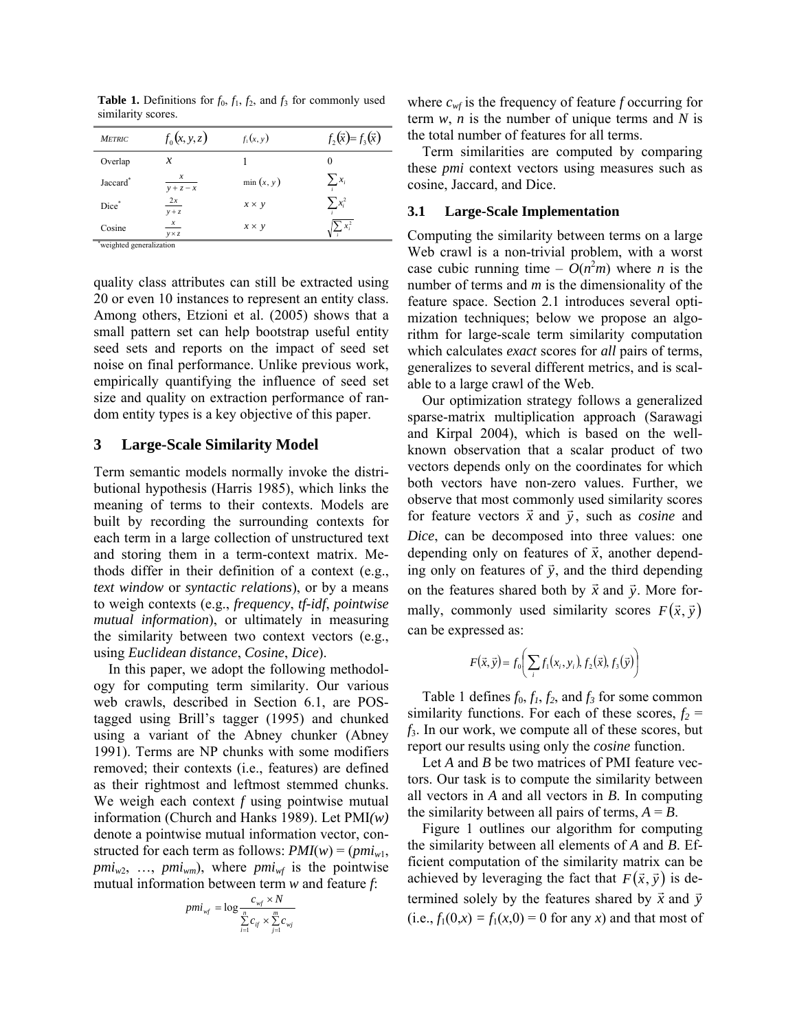**Table 1.** Definitions for $f_0$, $f_1$, $f_2$, and $f_3$ for commonly used similarity scores.

| METRIC | $f_0(x,y,z)$ | $f_1(x,y)$ | $f_2(\vec{x}) = f_3(\vec{x})$ |
|---|---|---|---|
| Overlap | $x$ | 1 | 0 |
| Jaccard* | $\frac{x}{y+z-x}$ | $\min(x,y)$ | $\sum_i x_i$ |
| Dice* | $\frac{2x}{y+z}$ | $x \times y$ | $\sum_i x_i^2$ |
| Cosine | $\frac{x}{y \times z}$ | $x \times y$ | $\sqrt{\sum_i x_i^2}$ |

*weighted generalization

quality class attributes can still be extracted using 20 or even 10 instances to represent an entity class. Among others, Etzioni et al. (2005) shows that a small pattern set can help bootstrap useful entity seed sets and reports on the impact of seed set noise on final performance. Unlike previous work, empirically quantifying the influence of seed set size and quality on extraction performance of random entity types is a key objective of this paper.

## 3 Large-Scale Similarity Model

Term semantic models normally invoke the distributional hypothesis (Harris 1985), which links the meaning of terms to their contexts. Models are built by recording the surrounding contexts for each term in a large collection of unstructured text and storing them in a term-context matrix. Methods differ in their definition of a context (e.g., *text window* or *syntactic relations*), or by a means to weigh contexts (e.g., *frequency*, *tf-idf*, *pointwise mutual information*), or ultimately in measuring the similarity between two context vectors (e.g., using *Euclidean distance*, *Cosine*, *Dice*).

In this paper, we adopt the following methodology for computing term similarity. Our various web crawls, described in Section 6.1, are POS-tagged using Brill's tagger (1995) and chunked using a variant of the Abney chunker (Abney 1991). Terms are NP chunks with some modifiers removed; their contexts (i.e., features) are defined as their rightmost and leftmost stemmed chunks. We weigh each context $f$ using pointwise mutual information (Church and Hanks 1989). Let PMI*(w)* denote a pointwise mutual information vector, constructed for each term as follows: $PMI(w) = (pmi_{w1}, pmi_{w2}, \ldots, pmi_{wm})$, where $pmi_{wf}$ is the pointwise mutual information between term $w$ and feature $f$:

$$pmi_{wf} = \log \frac{c_{wf} \times N}{\sum_{i=1}^{n} c_{if} \times \sum_{j=1}^{m} c_{wj}}$$

where $c_{wf}$ is the frequency of feature $f$ occurring for term $w$, $n$ is the number of unique terms and $N$ is the total number of features for all terms.

Term similarities are computed by comparing these *pmi* context vectors using measures such as cosine, Jaccard, and Dice.

### 3.1 Large-Scale Implementation

Computing the similarity between terms on a large Web crawl is a non-trivial problem, with a worst case cubic running time – $O(n^2m)$ where $n$ is the number of terms and $m$ is the dimensionality of the feature space. Section 2.1 introduces several optimization techniques; below we propose an algorithm for large-scale term similarity computation which calculates *exact* scores for *all* pairs of terms, generalizes to several different metrics, and is scalable to a large crawl of the Web.

Our optimization strategy follows a generalized sparse-matrix multiplication approach (Sarawagi and Kirpal 2004), which is based on the well-known observation that a scalar product of two vectors depends only on the coordinates for which both vectors have non-zero values. Further, we observe that most commonly used similarity scores for feature vectors $\vec{x}$ and $\vec{y}$, such as *cosine* and *Dice*, can be decomposed into three values: one depending only on features of $\vec{x}$, another depending only on features of $\vec{y}$, and the third depending on the features shared both by $\vec{x}$ and $\vec{y}$. More formally, commonly used similarity scores $F(\vec{x},\vec{y})$ can be expressed as:

$$F(\vec{x},\vec{y}) = f_0\left(\sum_i f_1(x_i, y_i), f_2(\vec{x}), f_3(\vec{y})\right)$$

Table 1 defines $f_0$, $f_1$, $f_2$, and $f_3$ for some common similarity functions. For each of these scores, $f_2 = f_3$. In our work, we compute all of these scores, but report our results using only the *cosine* function.

Let $A$ and $B$ be two matrices of PMI feature vectors. Our task is to compute the similarity between all vectors in $A$ and all vectors in $B$. In computing the similarity between all pairs of terms, $A = B$.

Figure 1 outlines our algorithm for computing the similarity between all elements of $A$ and $B$. Efficient computation of the similarity matrix can be achieved by leveraging the fact that $F(\vec{x},\vec{y})$ is determined solely by the features shared by $\vec{x}$ and $\vec{y}$ (i.e., $f_1(0,x) = f_1(x,0) = 0$ for any $x$) and that most of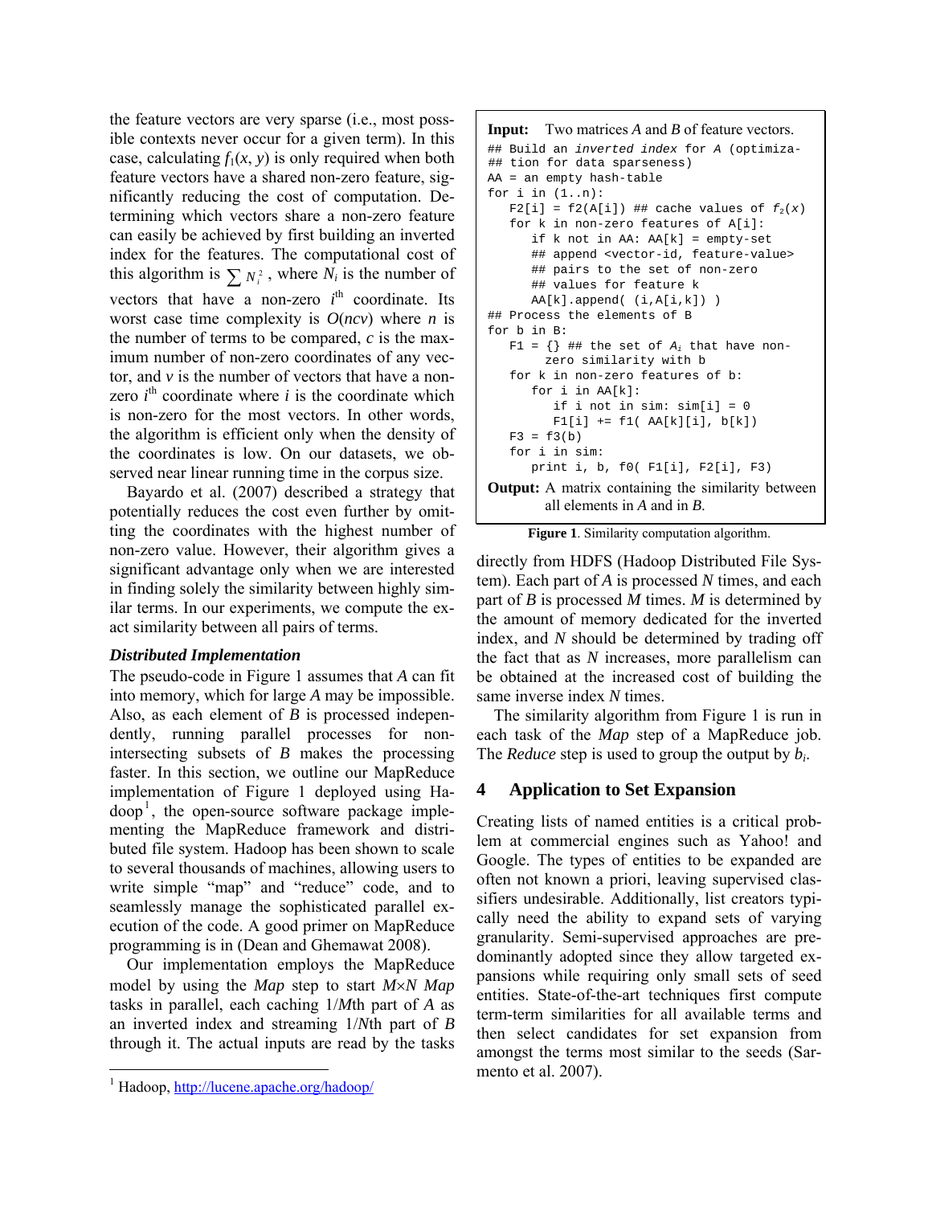the feature vectors are very sparse (i.e., most possible contexts never occur for a given term). In this case, calculating $f_1(x, y)$ is only required when both feature vectors have a shared non-zero feature, significantly reducing the cost of computation. Determining which vectors share a non-zero feature can easily be achieved by first building an inverted index for the features. The computational cost of this algorithm is $\sum N_i^2$, where $N_i$ is the number of vectors that have a non-zero $i^{\text{th}}$ coordinate. Its worst case time complexity is $O(ncv)$ where $n$ is the number of terms to be compared, $c$ is the maximum number of non-zero coordinates of any vector, and $v$ is the number of vectors that have a non-zero $i^{\text{th}}$ coordinate where $i$ is the coordinate which is non-zero for the most vectors. In other words, the algorithm is efficient only when the density of the coordinates is low. On our datasets, we observed near linear running time in the corpus size.

Bayardo et al. (2007) described a strategy that potentially reduces the cost even further by omitting the coordinates with the highest number of non-zero value. However, their algorithm gives a significant advantage only when we are interested in finding solely the similarity between highly similar terms. In our experiments, we compute the exact similarity between all pairs of terms.

### *Distributed Implementation*

The pseudo-code in Figure 1 assumes that $A$ can fit into memory, which for large $A$ may be impossible. Also, as each element of $B$ is processed independently, running parallel processes for non-intersecting subsets of $B$ makes the processing faster. In this section, we outline our MapReduce implementation of Figure 1 deployed using Hadoop[1], the open-source software package implementing the MapReduce framework and distributed file system. Hadoop has been shown to scale to several thousands of machines, allowing users to write simple "map" and "reduce" code, and to seamlessly manage the sophisticated parallel execution of the code. A good primer on MapReduce programming is in (Dean and Ghemawat 2008).

Our implementation employs the MapReduce model by using the *Map* step to start $M \times N$ *Map* tasks in parallel, each caching $1/M$th part of $A$ as an inverted index and streaming $1/N$th part of $B$ through it. The actual inputs are read by the tasks directly from HDFS (Hadoop Distributed File System). Each part of $A$ is processed $N$ times, and each part of $B$ is processed $M$ times. $M$ is determined by the amount of memory dedicated for the inverted index, and $N$ should be determined by trading off the fact that as $N$ increases, more parallelism can be obtained at the increased cost of building the same inverse index $N$ times.

**Input:** Two matrices $A$ and $B$ of feature vectors.

```
## Build an inverted index for A (optimiza-
## tion for data sparseness)
AA = an empty hash-table
for i in (1..n):
   F2[i] = f2(A[i]) ## cache values of f2(x)
   for k in non-zero features of A[i]:
      if k not in AA: AA[k] = empty-set
      ## append <vector-id, feature-value>
      ## pairs to the set of non-zero
      ## values for feature k
      AA[k].append( (i,A[i,k]) )
## Process the elements of B
for b in B:
   F1 = {} ## the set of Ai that have non-
        zero similarity with b
   for k in non-zero features of b:
      for i in AA[k]:
         if i not in sim: sim[i] = 0
         F1[i] += f1( AA[k][i], b[k])
   F3 = f3(b)
   for i in sim:
      print i, b, f0( F1[i], F2[i], F3)
```

**Output:** A matrix containing the similarity between all elements in $A$ and in $B$.

**Figure 1**. Similarity computation algorithm.

The similarity algorithm from Figure 1 is run in each task of the *Map* step of a MapReduce job. The *Reduce* step is used to group the output by $b_i$.

## 4 Application to Set Expansion

Creating lists of named entities is a critical problem at commercial engines such as Yahoo! and Google. The types of entities to be expanded are often not known a priori, leaving supervised classifiers undesirable. Additionally, list creators typically need the ability to expand sets of varying granularity. Semi-supervised approaches are predominantly adopted since they allow targeted expansions while requiring only small sets of seed entities. State-of-the-art techniques first compute term-term similarities for all available terms and then select candidates for set expansion from amongst the terms most similar to the seeds (Sarmento et al. 2007).

[1] Hadoop, http://lucene.apache.org/hadoop/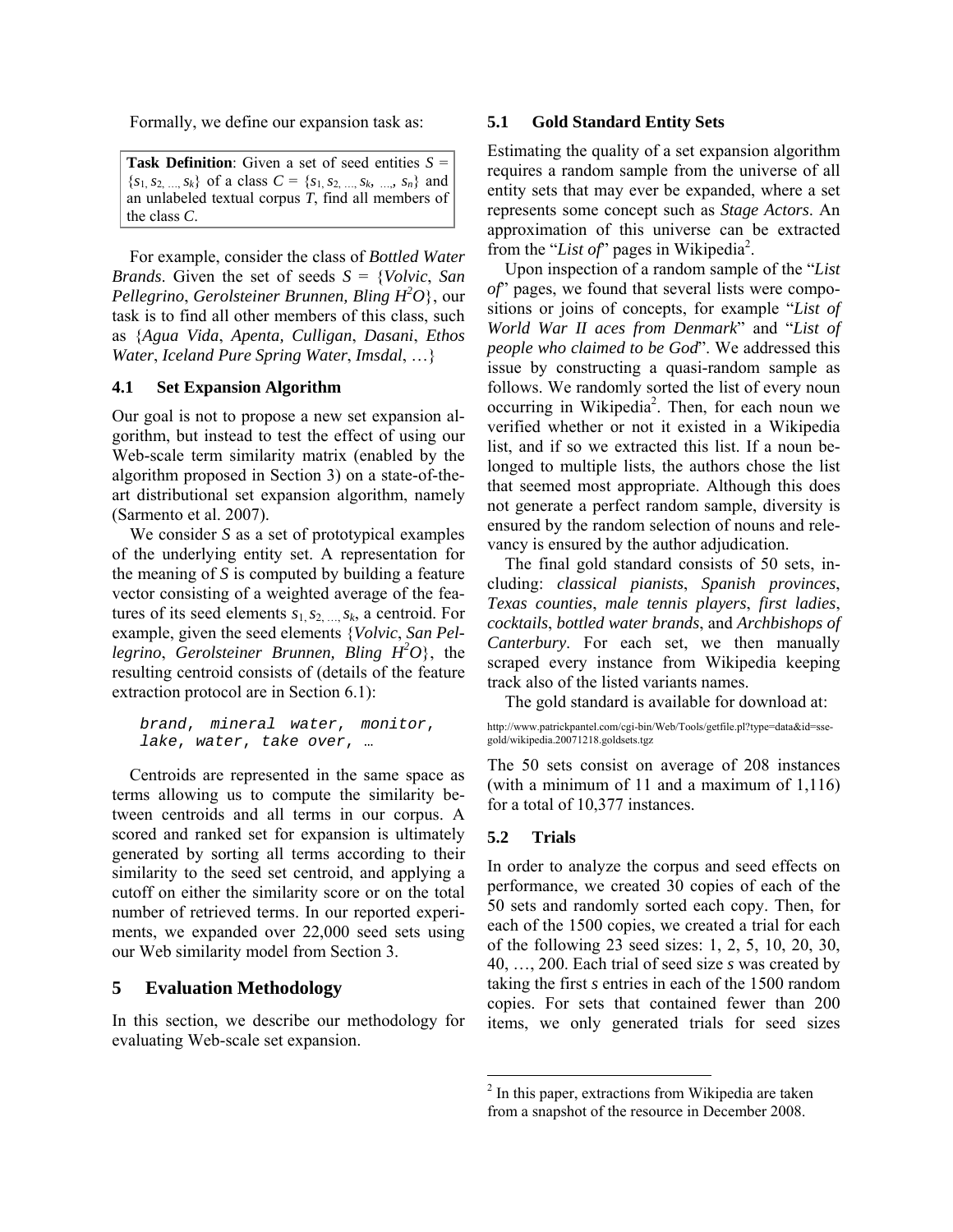Formally, we define our expansion task as:

**Task Definition**: Given a set of seed entities $S = \{s_1, s_2, \ldots, s_k\}$ of a class $C = \{s_1, s_2, \ldots, s_k, \ldots, s_n\}$ and an unlabeled textual corpus $T$, find all members of the class $C$.

For example, consider the class of *Bottled Water Brands*. Given the set of seeds *S* = {*Volvic*, *San Pellegrino*, *Gerolsteiner Brunnen, Bling $H^2O$*}, our task is to find all other members of this class, such as {*Agua Vida*, *Apenta, Culligan*, *Dasani*, *Ethos Water*, *Iceland Pure Spring Water*, *Imsdal*, …}

### 4.1 Set Expansion Algorithm

Our goal is not to propose a new set expansion algorithm, but instead to test the effect of using our Web-scale term similarity matrix (enabled by the algorithm proposed in Section 3) on a state-of-the-art distributional set expansion algorithm, namely (Sarmento et al. 2007).

We consider *S* as a set of prototypical examples of the underlying entity set. A representation for the meaning of *S* is computed by building a feature vector consisting of a weighted average of the features of its seed elements $s_1, s_2, \ldots, s_k$, a centroid. For example, given the seed elements {*Volvic*, *San Pellegrino*, *Gerolsteiner Brunnen, Bling $H^2O$*}, the resulting centroid consists of (details of the feature extraction protocol are in Section 6.1):

```
brand, mineral water, monitor,
lake, water, take over, …
```

Centroids are represented in the same space as terms allowing us to compute the similarity between centroids and all terms in our corpus. A scored and ranked set for expansion is ultimately generated by sorting all terms according to their similarity to the seed set centroid, and applying a cutoff on either the similarity score or on the total number of retrieved terms. In our reported experiments, we expanded over 22,000 seed sets using our Web similarity model from Section 3.

## 5 Evaluation Methodology

In this section, we describe our methodology for evaluating Web-scale set expansion.

### 5.1 Gold Standard Entity Sets

Estimating the quality of a set expansion algorithm requires a random sample from the universe of all entity sets that may ever be expanded, where a set represents some concept such as *Stage Actors*. An approximation of this universe can be extracted from the "*List of*" pages in Wikipedia[2].

Upon inspection of a random sample of the "*List of*" pages, we found that several lists were compositions or joins of concepts, for example "*List of World War II aces from Denmark*" and "*List of people who claimed to be God*". We addressed this issue by constructing a quasi-random sample as follows. We randomly sorted the list of every noun occurring in Wikipedia[2]. Then, for each noun we verified whether or not it existed in a Wikipedia list, and if so we extracted this list. If a noun belonged to multiple lists, the authors chose the list that seemed most appropriate. Although this does not generate a perfect random sample, diversity is ensured by the random selection of nouns and relevancy is ensured by the author adjudication.

The final gold standard consists of 50 sets, including: *classical pianists*, *Spanish provinces*, *Texas counties*, *male tennis players*, *first ladies*, *cocktails*, *bottled water brands*, and *Archbishops of Canterbury*. For each set, we then manually scraped every instance from Wikipedia keeping track also of the listed variants names.

The gold standard is available for download at:

http://www.patrickpantel.com/cgi-bin/Web/Tools/getfile.pl?type=data&id=sse-gold/wikipedia.20071218.goldsets.tgz

The 50 sets consist on average of 208 instances (with a minimum of 11 and a maximum of 1,116) for a total of 10,377 instances.

### 5.2 Trials

In order to analyze the corpus and seed effects on performance, we created 30 copies of each of the 50 sets and randomly sorted each copy. Then, for each of the 1500 copies, we created a trial for each of the following 23 seed sizes: 1, 2, 5, 10, 20, 30, 40, …, 200. Each trial of seed size *s* was created by taking the first *s* entries in each of the 1500 random copies. For sets that contained fewer than 200 items, we only generated trials for seed sizes

[2] In this paper, extractions from Wikipedia are taken from a snapshot of the resource in December 2008.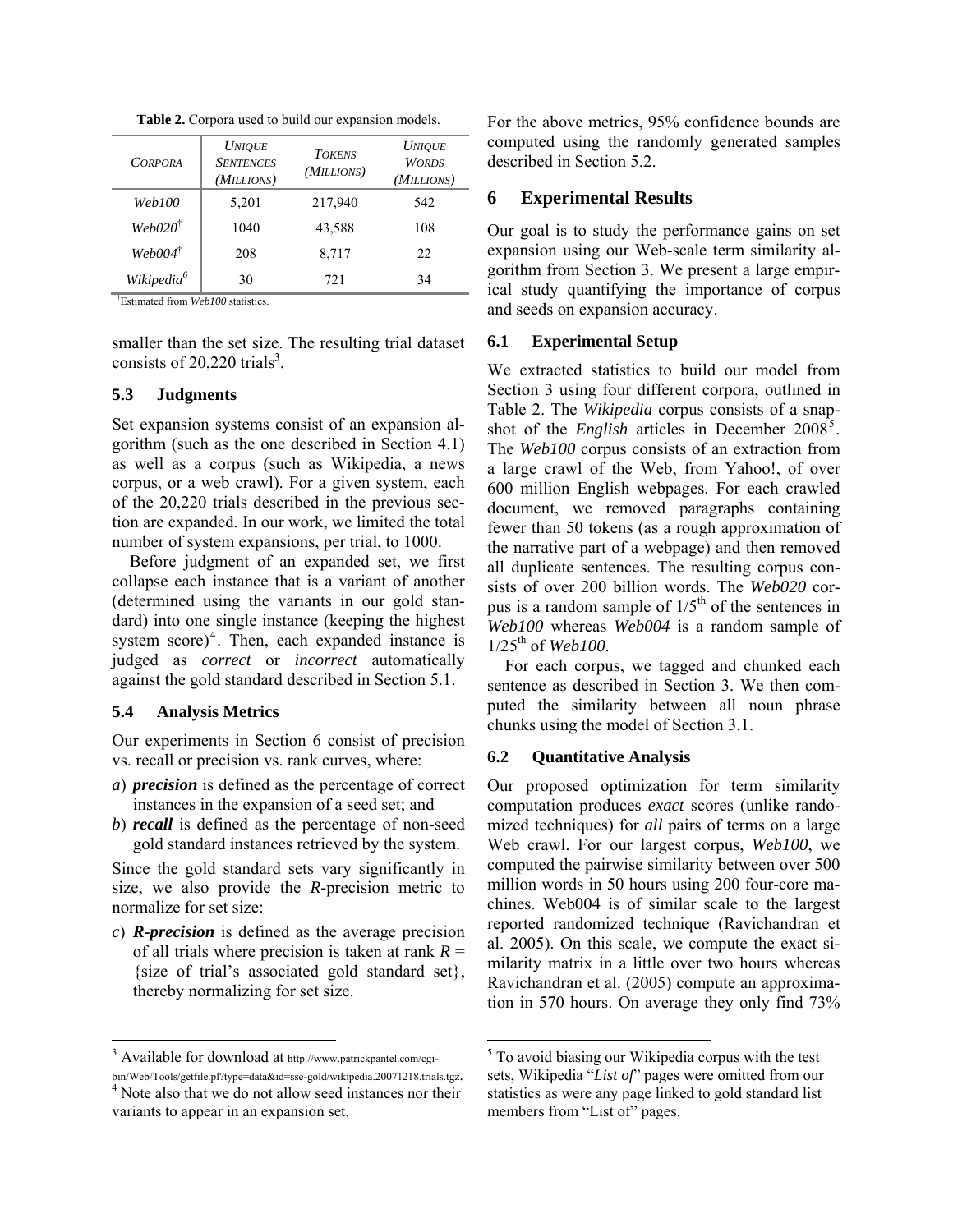**Table 2.** Corpora used to build our expansion models.

| *Corpora* | *Unique Sentences (Millions)* | *Tokens (Millions)* | *Unique Words (Millions)* |
|---|---|---|---|
| *Web100* | 5,201 | 217,940 | 542 |
| *Web020*† | 1040 | 43,588 | 108 |
| *Web004*† | 208 | 8,717 | 22 |
| *Wikipedia*[6] | 30 | 721 | 34 |

†Estimated from *Web100* statistics.

smaller than the set size. The resulting trial dataset consists of 20,220 trials[3].

### 5.3 Judgments

Set expansion systems consist of an expansion algorithm (such as the one described in Section 4.1) as well as a corpus (such as Wikipedia, a news corpus, or a web crawl). For a given system, each of the 20,220 trials described in the previous section are expanded. In our work, we limited the total number of system expansions, per trial, to 1000.

Before judgment of an expanded set, we first collapse each instance that is a variant of another (determined using the variants in our gold standard) into one single instance (keeping the highest system score)[4]. Then, each expanded instance is judged as *correct* or *incorrect* automatically against the gold standard described in Section 5.1.

### 5.4 Analysis Metrics

Our experiments in Section 6 consist of precision vs. recall or precision vs. rank curves, where:

*a*) ***precision*** is defined as the percentage of correct instances in the expansion of a seed set; and

*b*) ***recall*** is defined as the percentage of non-seed gold standard instances retrieved by the system.

Since the gold standard sets vary significantly in size, we also provide the *R*-precision metric to normalize for set size:

*c*) ***R-precision*** is defined as the average precision of all trials where precision is taken at rank $R$ = {size of trial's associated gold standard set}, thereby normalizing for set size.

For the above metrics, 95% confidence bounds are computed using the randomly generated samples described in Section 5.2.

## 6 Experimental Results

Our goal is to study the performance gains on set expansion using our Web-scale term similarity algorithm from Section 3. We present a large empirical study quantifying the importance of corpus and seeds on expansion accuracy.

### 6.1 Experimental Setup

We extracted statistics to build our model from Section 3 using four different corpora, outlined in Table 2. The *Wikipedia* corpus consists of a snapshot of the *English* articles in December 2008[5]. The *Web100* corpus consists of an extraction from a large crawl of the Web, from Yahoo!, of over 600 million English webpages. For each crawled document, we removed paragraphs containing fewer than 50 tokens (as a rough approximation of the narrative part of a webpage) and then removed all duplicate sentences. The resulting corpus consists of over 200 billion words. The *Web020* corpus is a random sample of $1/5^{th}$ of the sentences in *Web100* whereas *Web004* is a random sample of $1/25^{th}$ of *Web100*.

For each corpus, we tagged and chunked each sentence as described in Section 3. We then computed the similarity between all noun phrase chunks using the model of Section 3.1.

### 6.2 Quantitative Analysis

Our proposed optimization for term similarity computation produces *exact* scores (unlike randomized techniques) for *all* pairs of terms on a large Web crawl. For our largest corpus, *Web100*, we computed the pairwise similarity between over 500 million words in 50 hours using 200 four-core machines. Web004 is of similar scale to the largest reported randomized technique (Ravichandran et al. 2005). On this scale, we compute the exact similarity matrix in a little over two hours whereas Ravichandran et al. (2005) compute an approximation in 570 hours. On average they only find 73%

---

[3] Available for download at http://www.patrickpantel.com/cgi-bin/Web/Tools/getfile.pl?type=data&id=sse-gold/wikipedia.20071218.trials.tgz.

[4] Note also that we do not allow seed instances nor their variants to appear in an expansion set.

[5] To avoid biasing our Wikipedia corpus with the test sets, Wikipedia "*List of*" pages were omitted from our statistics as were any page linked to gold standard list members from "List of" pages.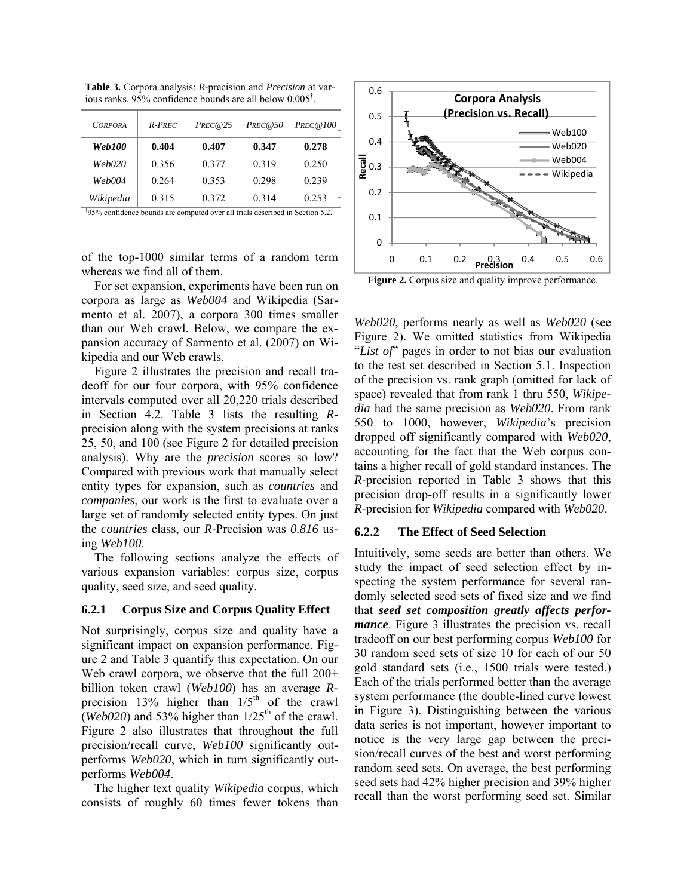**Table 3.** Corpora analysis: *R*-precision and *Precision* at various ranks. 95% confidence bounds are all below 0.005†.

| CORPORA | R-PREC | PREC@25 | PREC@50 | PREC@100 |
|---|---|---|---|---|
| ***Web100*** | **0.404** | **0.407** | **0.347** | **0.278** |
| *Web020* | 0.356 | 0.377 | 0.319 | 0.250 |
| *Web004* | 0.264 | 0.353 | 0.298 | 0.239 |
| *Wikipedia* | 0.315 | 0.372 | 0.314 | 0.253 |

†95% confidence bounds are computed over all trials described in Section 5.2.

of the top-1000 similar terms of a random term whereas we find all of them.

For set expansion, experiments have been run on corpora as large as *Web004* and Wikipedia (Sarmento et al. 2007), a corpora 300 times smaller than our Web crawl. Below, we compare the expansion accuracy of Sarmento et al. (2007) on Wikipedia and our Web crawls.

Figure 2 illustrates the precision and recall tradeoff for our four corpora, with 95% confidence intervals computed over all 20,220 trials described in Section 4.2. Table 3 lists the resulting *R*-precision along with the system precisions at ranks 25, 50, and 100 (see Figure 2 for detailed precision analysis). Why are the *precision* scores so low? Compared with previous work that manually select entity types for expansion, such as *countries* and *companies*, our work is the first to evaluate over a large set of randomly selected entity types. On just the *countries* class, our *R*-Precision was *0.816* using *Web100*.

The following sections analyze the effects of various expansion variables: corpus size, corpus quality, seed size, and seed quality.

### 6.2.1 Corpus Size and Corpus Quality Effect

Not surprisingly, corpus size and quality have a significant impact on expansion performance. Figure 2 and Table 3 quantify this expectation. On our Web crawl corpora, we observe that the full 200+ billion token crawl (*Web100*) has an average *R*-precision 13% higher than 1/5th of the crawl (*Web020*) and 53% higher than 1/25th of the crawl. Figure 2 also illustrates that throughout the full precision/recall curve, *Web100* significantly outperforms *Web020*, which in turn significantly outperforms *Web004*.

The higher text quality *Wikipedia* corpus, which consists of roughly 60 times fewer tokens than *Web020*, performs nearly as well as *Web020* (see Figure 2). We omitted statistics from Wikipedia "*List of*" pages in order to not bias our evaluation to the test set described in Section 5.1. Inspection of the precision vs. rank graph (omitted for lack of space) revealed that from rank 1 thru 550, *Wikipedia* had the same precision as *Web020*. From rank 550 to 1000, however, *Wikipedia*'s precision dropped off significantly compared with *Web020*, accounting for the fact that the Web corpus contains a higher recall of gold standard instances. The *R*-precision reported in Table 3 shows that this precision drop-off results in a significantly lower *R*-precision for *Wikipedia* compared with *Web020*.

**Figure 2.** Corpus size and quality improve performance.

### 6.2.2 The Effect of Seed Selection

Intuitively, some seeds are better than others. We study the impact of seed selection effect by inspecting the system performance for several randomly selected seed sets of fixed size and we find that ***seed set composition greatly affects performance***. Figure 3 illustrates the precision vs. recall tradeoff on our best performing corpus *Web100* for 30 random seed sets of size 10 for each of our 50 gold standard sets (i.e., 1500 trials were tested.) Each of the trials performed better than the average system performance (the double-lined curve lowest in Figure 3). Distinguishing between the various data series is not important, however important to notice is the very large gap between the precision/recall curves of the best and worst performing random seed sets. On average, the best performing seed sets had 42% higher precision and 39% higher recall than the worst performing seed set. Similar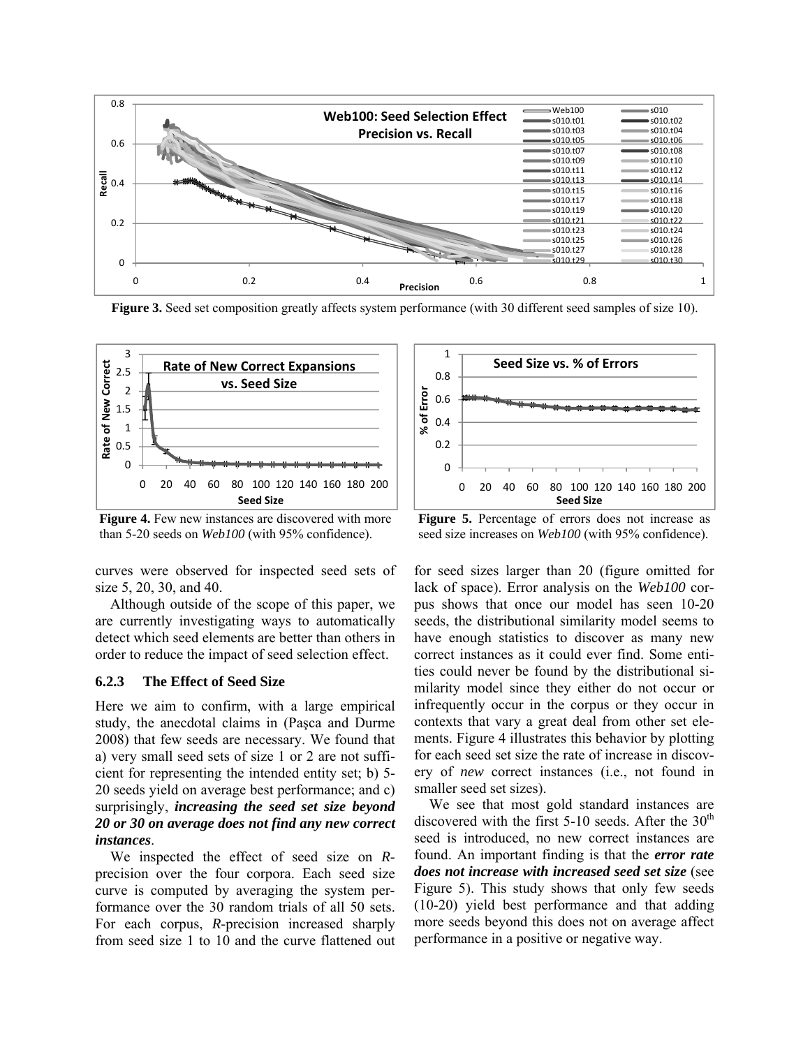**Figure 3.** Seed set composition greatly affects system performance (with 30 different seed samples of size 10).

**Figure 4.** Few new instances are discovered with more than 5-20 seeds on *Web100* (with 95% confidence).

**Figure 5.** Percentage of errors does not increase as seed size increases on *Web100* (with 95% confidence).

curves were observed for inspected seed sets of size 5, 20, 30, and 40.

Although outside of the scope of this paper, we are currently investigating ways to automatically detect which seed elements are better than others in order to reduce the impact of seed selection effect.

### 6.2.3 The Effect of Seed Size

Here we aim to confirm, with a large empirical study, the anecdotal claims in (Paşca and Durme 2008) that few seeds are necessary. We found that a) very small seed sets of size 1 or 2 are not sufficient for representing the intended entity set; b) 5-20 seeds yield on average best performance; and c) surprisingly, ***increasing the seed set size beyond 20 or 30 on average does not find any new correct instances***.

We inspected the effect of seed size on *R*-precision over the four corpora. Each seed size curve is computed by averaging the system performance over the 30 random trials of all 50 sets. For each corpus, *R*-precision increased sharply from seed size 1 to 10 and the curve flattened out for seed sizes larger than 20 (figure omitted for lack of space). Error analysis on the *Web100* corpus shows that once our model has seen 10-20 seeds, the distributional similarity model seems to have enough statistics to discover as many new correct instances as it could ever find. Some entities could never be found by the distributional similarity model since they either do not occur or infrequently occur in the corpus or they occur in contexts that vary a great deal from other set elements. Figure 4 illustrates this behavior by plotting for each seed set size the rate of increase in discovery of *new* correct instances (i.e., not found in smaller seed set sizes).

We see that most gold standard instances are discovered with the first 5-10 seeds. After the 30th seed is introduced, no new correct instances are found. An important finding is that the ***error rate does not increase with increased seed set size*** (see Figure 5). This study shows that only few seeds (10-20) yield best performance and that adding more seeds beyond this does not on average affect performance in a positive or negative way.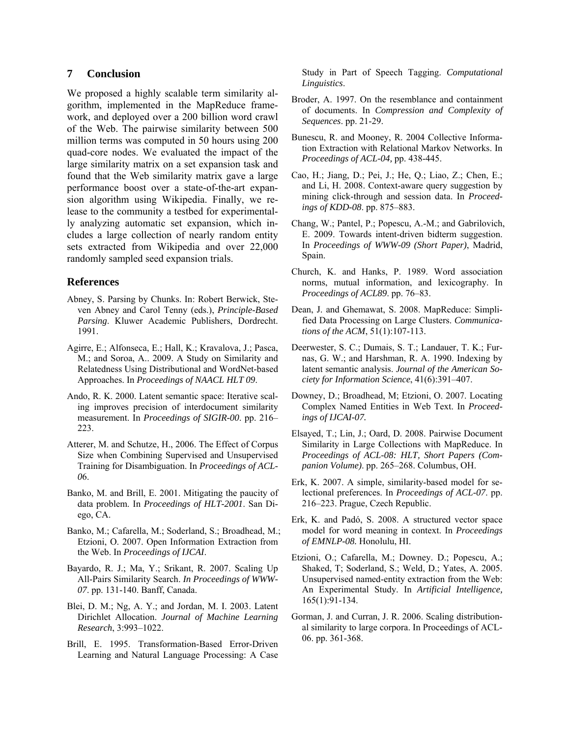## 7 Conclusion

We proposed a highly scalable term similarity algorithm, implemented in the MapReduce framework, and deployed over a 200 billion word crawl of the Web. The pairwise similarity between 500 million terms was computed in 50 hours using 200 quad-core nodes. We evaluated the impact of the large similarity matrix on a set expansion task and found that the Web similarity matrix gave a large performance boost over a state-of-the-art expansion algorithm using Wikipedia. Finally, we release to the community a testbed for experimentally analyzing automatic set expansion, which includes a large collection of nearly random entity sets extracted from Wikipedia and over 22,000 randomly sampled seed expansion trials.

## References

Abney, S. Parsing by Chunks. In: Robert Berwick, Steven Abney and Carol Tenny (eds.), *Principle-Based Parsing*. Kluwer Academic Publishers, Dordrecht. 1991.

Agirre, E.; Alfonseca, E.; Hall, K.; Kravalova, J.; Pasca, M.; and Soroa, A.. 2009. A Study on Similarity and Relatedness Using Distributional and WordNet-based Approaches. In *Proceedings of NAACL HLT 09*.

Ando, R. K. 2000. Latent semantic space: Iterative scaling improves precision of interdocument similarity measurement. In *Proceedings of SIGIR-00*. pp. 216–223.

Atterer, M. and Schutze, H., 2006. The Effect of Corpus Size when Combining Supervised and Unsupervised Training for Disambiguation. In *Proceedings of ACL-06*.

Banko, M. and Brill, E. 2001. Mitigating the paucity of data problem. In *Proceedings of HLT-2001*. San Diego, CA.

Banko, M.; Cafarella, M.; Soderland, S.; Broadhead, M.; Etzioni, O. 2007. Open Information Extraction from the Web. In *Proceedings of IJCAI*.

Bayardo, R. J.; Ma, Y.; Srikant, R. 2007. Scaling Up All-Pairs Similarity Search. *In Proceedings of WWW-07*. pp. 131-140. Banff, Canada.

Blei, D. M.; Ng, A. Y.; and Jordan, M. I. 2003. Latent Dirichlet Allocation. *Journal of Machine Learning Research*, 3:993–1022.

Brill, E. 1995. Transformation-Based Error-Driven Learning and Natural Language Processing: A Case Study in Part of Speech Tagging. *Computational Linguistics*.

Broder, A. 1997. On the resemblance and containment of documents. In *Compression and Complexity of Sequences*. pp. 21-29.

Bunescu, R. and Mooney, R. 2004 Collective Information Extraction with Relational Markov Networks. In *Proceedings of ACL-04,* pp. 438-445.

Cao, H.; Jiang, D.; Pei, J.; He, Q.; Liao, Z.; Chen, E.; and Li, H. 2008. Context-aware query suggestion by mining click-through and session data. In *Proceedings of KDD-08*. pp. 875–883.

Chang, W.; Pantel, P.; Popescu, A.-M.; and Gabrilovich, E. 2009. Towards intent-driven bidterm suggestion. In *Proceedings of WWW-09 (Short Paper)*, Madrid, Spain.

Church, K. and Hanks, P. 1989. Word association norms, mutual information, and lexicography. In *Proceedings of ACL89*. pp. 76–83.

Dean, J. and Ghemawat, S. 2008. MapReduce: Simplified Data Processing on Large Clusters. *Communications of the ACM*, 51(1):107-113.

Deerwester, S. C.; Dumais, S. T.; Landauer, T. K.; Furnas, G. W.; and Harshman, R. A. 1990. Indexing by latent semantic analysis. *Journal of the American Society for Information Science*, 41(6):391–407.

Downey, D.; Broadhead, M; Etzioni, O. 2007. Locating Complex Named Entities in Web Text. In *Proceedings of IJCAI-07.*

Elsayed, T.; Lin, J.; Oard, D. 2008. Pairwise Document Similarity in Large Collections with MapReduce. In *Proceedings of ACL-08: HLT, Short Papers (Companion Volume)*. pp. 265–268. Columbus, OH.

Erk, K. 2007. A simple, similarity-based model for selectional preferences. In *Proceedings of ACL-07*. pp. 216–223. Prague, Czech Republic.

Erk, K. and Padó, S. 2008. A structured vector space model for word meaning in context. In *Proceedings of EMNLP-08.* Honolulu, HI.

Etzioni, O.; Cafarella, M.; Downey. D.; Popescu, A.; Shaked, T; Soderland, S.; Weld, D.; Yates, A. 2005. Unsupervised named-entity extraction from the Web: An Experimental Study. In *Artificial Intelligence,* 165(1):91-134.

Gorman, J. and Curran, J. R. 2006. Scaling distributional similarity to large corpora. In Proceedings of ACL-06. pp. 361-368.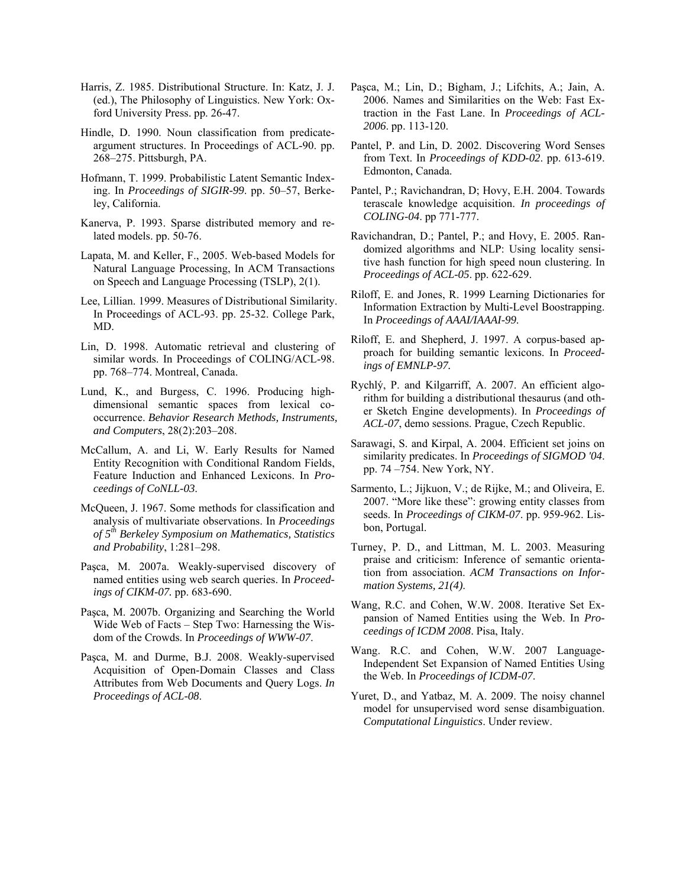Harris, Z. 1985. Distributional Structure. In: Katz, J. J. (ed.), The Philosophy of Linguistics. New York: Oxford University Press. pp. 26-47.

Hindle, D. 1990. Noun classification from predicate-argument structures. In Proceedings of ACL-90. pp. 268–275. Pittsburgh, PA.

Hofmann, T. 1999. Probabilistic Latent Semantic Indexing. In *Proceedings of SIGIR-99*. pp. 50–57, Berkeley, California.

Kanerva, P. 1993. Sparse distributed memory and related models. pp. 50-76.

Lapata, M. and Keller, F., 2005. Web-based Models for Natural Language Processing, In ACM Transactions on Speech and Language Processing (TSLP), 2(1).

Lee, Lillian. 1999. Measures of Distributional Similarity. In Proceedings of ACL-93. pp. 25-32. College Park, MD.

Lin, D. 1998. Automatic retrieval and clustering of similar words. In Proceedings of COLING/ACL-98. pp. 768–774. Montreal, Canada.

Lund, K., and Burgess, C. 1996. Producing high-dimensional semantic spaces from lexical co-occurrence. *Behavior Research Methods, Instruments, and Computers*, 28(2):203–208.

McCallum, A. and Li, W. Early Results for Named Entity Recognition with Conditional Random Fields, Feature Induction and Enhanced Lexicons. In *Proceedings of CoNLL-03*.

McQueen, J. 1967. Some methods for classification and analysis of multivariate observations. In *Proceedings of 5th Berkeley Symposium on Mathematics, Statistics and Probability*, 1:281–298.

Paşca, M. 2007a. Weakly-supervised discovery of named entities using web search queries. In *Proceedings of CIKM-07.* pp. 683-690.

Paşca, M. 2007b. Organizing and Searching the World Wide Web of Facts – Step Two: Harnessing the Wisdom of the Crowds. In *Proceedings of WWW-07*.

Paşca, M. and Durme, B.J. 2008. Weakly-supervised Acquisition of Open-Domain Classes and Class Attributes from Web Documents and Query Logs. *In Proceedings of ACL-08*.

Paşca, M.; Lin, D.; Bigham, J.; Lifchits, A.; Jain, A. 2006. Names and Similarities on the Web: Fast Extraction in the Fast Lane. In *Proceedings of ACL-2006*. pp. 113-120.

Pantel, P. and Lin, D. 2002. Discovering Word Senses from Text. In *Proceedings of KDD-02*. pp. 613-619. Edmonton, Canada.

Pantel, P.; Ravichandran, D; Hovy, E.H. 2004. Towards terascale knowledge acquisition. *In proceedings of COLING-04*. pp 771-777.

Ravichandran, D.; Pantel, P.; and Hovy, E. 2005. Randomized algorithms and NLP: Using locality sensitive hash function for high speed noun clustering. In *Proceedings of ACL-05*. pp. 622-629.

Riloff, E. and Jones, R. 1999 Learning Dictionaries for Information Extraction by Multi-Level Boostrapping. In *Proceedings of AAAI/IAAAI-99.*

Riloff, E. and Shepherd, J. 1997. A corpus-based approach for building semantic lexicons. In *Proceedings of EMNLP-97.*

Rychlý, P. and Kilgarriff, A. 2007. An efficient algorithm for building a distributional thesaurus (and other Sketch Engine developments). In *Proceedings of ACL-07*, demo sessions. Prague, Czech Republic.

Sarawagi, S. and Kirpal, A. 2004. Efficient set joins on similarity predicates. In *Proceedings of SIGMOD '04*. pp. 74 –754. New York, NY.

Sarmento, L.; Jijkuon, V.; de Rijke, M.; and Oliveira, E. 2007. "More like these": growing entity classes from seeds. In *Proceedings of CIKM-07*. pp. 959-962. Lisbon, Portugal.

Turney, P. D., and Littman, M. L. 2003. Measuring praise and criticism: Inference of semantic orientation from association. *ACM Transactions on Information Systems, 21(4).*

Wang, R.C. and Cohen, W.W. 2008. Iterative Set Expansion of Named Entities using the Web. In *Proceedings of ICDM 2008*. Pisa, Italy.

Wang. R.C. and Cohen, W.W. 2007 Language-Independent Set Expansion of Named Entities Using the Web. In *Proceedings of ICDM-07*.

Yuret, D., and Yatbaz, M. A. 2009. The noisy channel model for unsupervised word sense disambiguation. *Computational Linguistics*. Under review.